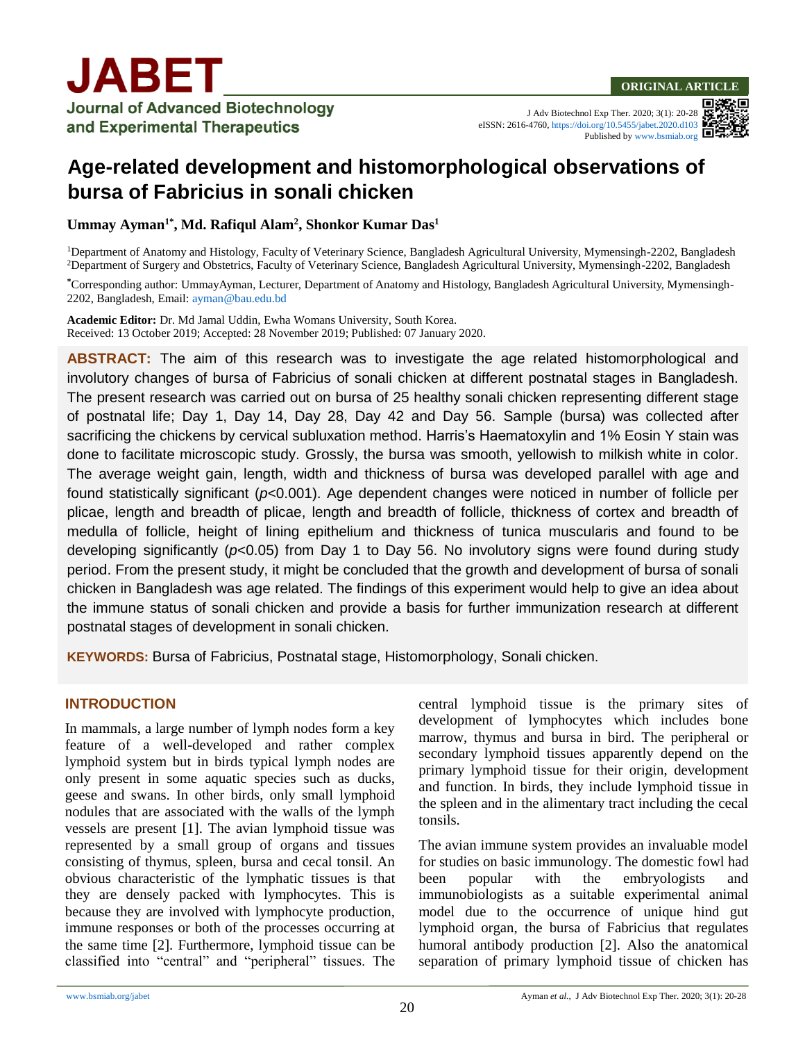JABET

Journal of Advanced Biotechnology and Experimental Therapeutics

ORIGINAL ARTICLE

J Adv Biotechnol Exp Ther. 2020; 3(1): 20-28
eISSN: 2616-4760, https://doi.org/10.5455/jabet.2020.d103
Published by www.bsmiab.org

# Age-related development and histomorphological observations of bursa of Fabricius in sonali chicken

**Ummay Ayman[1*], Md. Rafiqul Alam[2], Shonkor Kumar Das[1]**

[1]Department of Anatomy and Histology, Faculty of Veterinary Science, Bangladesh Agricultural University, Mymensingh-2202, Bangladesh
[2]Department of Surgery and Obstetrics, Faculty of Veterinary Science, Bangladesh Agricultural University, Mymensingh-2202, Bangladesh

[*]Corresponding author: UmmayAyman, Lecturer, Department of Anatomy and Histology, Bangladesh Agricultural University, Mymensingh-2202, Bangladesh, Email: ayman@bau.edu.bd

**Academic Editor:** Dr. Md Jamal Uddin, Ewha Womans University, South Korea.
Received: 13 October 2019; Accepted: 28 November 2019; Published: 07 January 2020.

**ABSTRACT:** The aim of this research was to investigate the age related histomorphological and involutory changes of bursa of Fabricius of sonali chicken at different postnatal stages in Bangladesh. The present research was carried out on bursa of 25 healthy sonali chicken representing different stage of postnatal life; Day 1, Day 14, Day 28, Day 42 and Day 56. Sample (bursa) was collected after sacrificing the chickens by cervical subluxation method. Harris's Haematoxylin and 1% Eosin Y stain was done to facilitate microscopic study. Grossly, the bursa was smooth, yellowish to milkish white in color. The average weight gain, length, width and thickness of bursa was developed parallel with age and found statistically significant ($p$<0.001). Age dependent changes were noticed in number of follicle per plicae, length and breadth of plicae, length and breadth of follicle, thickness of cortex and breadth of medulla of follicle, height of lining epithelium and thickness of tunica muscularis and found to be developing significantly ($p$<0.05) from Day 1 to Day 56. No involutory signs were found during study period. From the present study, it might be concluded that the growth and development of bursa of sonali chicken in Bangladesh was age related. The findings of this experiment would help to give an idea about the immune status of sonali chicken and provide a basis for further immunization research at different postnatal stages of development in sonali chicken.

**KEYWORDS:** Bursa of Fabricius, Postnatal stage, Histomorphology, Sonali chicken.

## INTRODUCTION

In mammals, a large number of lymph nodes form a key feature of a well-developed and rather complex lymphoid system but in birds typical lymph nodes are only present in some aquatic species such as ducks, geese and swans. In other birds, only small lymphoid nodules that are associated with the walls of the lymph vessels are present [1]. The avian lymphoid tissue was represented by a small group of organs and tissues consisting of thymus, spleen, bursa and cecal tonsil. An obvious characteristic of the lymphatic tissues is that they are densely packed with lymphocytes. This is because they are involved with lymphocyte production, immune responses or both of the processes occurring at the same time [2]. Furthermore, lymphoid tissue can be classified into "central" and "peripheral" tissues. The central lymphoid tissue is the primary sites of development of lymphocytes which includes bone marrow, thymus and bursa in bird. The peripheral or secondary lymphoid tissues apparently depend on the primary lymphoid tissue for their origin, development and function. In birds, they include lymphoid tissue in the spleen and in the alimentary tract including the cecal tonsils.

The avian immune system provides an invaluable model for studies on basic immunology. The domestic fowl had been popular with the embryologists and immunobiologists as a suitable experimental animal model due to the occurrence of unique hind gut lymphoid organ, the bursa of Fabricius that regulates humoral antibody production [2]. Also the anatomical separation of primary lymphoid tissue of chicken has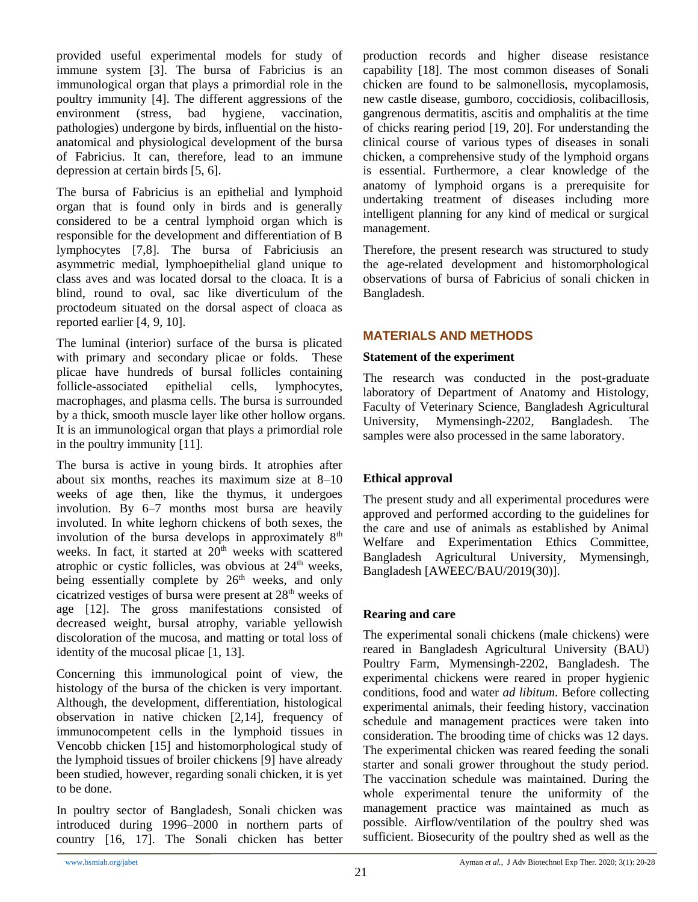provided useful experimental models for study of immune system [3]. The bursa of Fabricius is an immunological organ that plays a primordial role in the poultry immunity [4]. The different aggressions of the environment (stress, bad hygiene, vaccination, pathologies) undergone by birds, influential on the histo-anatomical and physiological development of the bursa of Fabricius. It can, therefore, lead to an immune depression at certain birds [5, 6].

The bursa of Fabricius is an epithelial and lymphoid organ that is found only in birds and is generally considered to be a central lymphoid organ which is responsible for the development and differentiation of B lymphocytes [7,8]. The bursa of Fabriciusis an asymmetric medial, lymphoepithelial gland unique to class aves and was located dorsal to the cloaca. It is a blind, round to oval, sac like diverticulum of the proctodeum situated on the dorsal aspect of cloaca as reported earlier [4, 9, 10].

The luminal (interior) surface of the bursa is plicated with primary and secondary plicae or folds. These plicae have hundreds of bursal follicles containing follicle-associated epithelial cells, lymphocytes, macrophages, and plasma cells. The bursa is surrounded by a thick, smooth muscle layer like other hollow organs. It is an immunological organ that plays a primordial role in the poultry immunity [11].

The bursa is active in young birds. It atrophies after about six months, reaches its maximum size at 8–10 weeks of age then, like the thymus, it undergoes involution. By 6–7 months most bursa are heavily involuted. In white leghorn chickens of both sexes, the involution of the bursa develops in approximately 8th weeks. In fact, it started at 20th weeks with scattered atrophic or cystic follicles, was obvious at 24th weeks, being essentially complete by 26th weeks, and only cicatrized vestiges of bursa were present at 28th weeks of age [12]. The gross manifestations consisted of decreased weight, bursal atrophy, variable yellowish discoloration of the mucosa, and matting or total loss of identity of the mucosal plicae [1, 13].

Concerning this immunological point of view, the histology of the bursa of the chicken is very important. Although, the development, differentiation, histological observation in native chicken [2,14], frequency of immunocompetent cells in the lymphoid tissues in Vencobb chicken [15] and histomorphological study of the lymphoid tissues of broiler chickens [9] have already been studied, however, regarding sonali chicken, it is yet to be done.

In poultry sector of Bangladesh, Sonali chicken was introduced during 1996–2000 in northern parts of country [16, 17]. The Sonali chicken has better production records and higher disease resistance capability [18]. The most common diseases of Sonali chicken are found to be salmonellosis, mycoplamosis, new castle disease, gumboro, coccidiosis, colibacillosis, gangrenous dermatitis, ascitis and omphalitis at the time of chicks rearing period [19, 20]. For understanding the clinical course of various types of diseases in sonali chicken, a comprehensive study of the lymphoid organs is essential. Furthermore, a clear knowledge of the anatomy of lymphoid organs is a prerequisite for undertaking treatment of diseases including more intelligent planning for any kind of medical or surgical management.

Therefore, the present research was structured to study the age-related development and histomorphological observations of bursa of Fabricius of sonali chicken in Bangladesh.

## MATERIALS AND METHODS

### Statement of the experiment

The research was conducted in the post-graduate laboratory of Department of Anatomy and Histology, Faculty of Veterinary Science, Bangladesh Agricultural University, Mymensingh-2202, Bangladesh. The samples were also processed in the same laboratory.

### Ethical approval

The present study and all experimental procedures were approved and performed according to the guidelines for the care and use of animals as established by Animal Welfare and Experimentation Ethics Committee, Bangladesh Agricultural University, Mymensingh, Bangladesh [AWEEC/BAU/2019(30)].

### Rearing and care

The experimental sonali chickens (male chickens) were reared in Bangladesh Agricultural University (BAU) Poultry Farm, Mymensingh-2202, Bangladesh. The experimental chickens were reared in proper hygienic conditions, food and water *ad libitum*. Before collecting experimental animals, their feeding history, vaccination schedule and management practices were taken into consideration. The brooding time of chicks was 12 days. The experimental chicken was reared feeding the sonali starter and sonali grower throughout the study period. The vaccination schedule was maintained. During the whole experimental tenure the uniformity of the management practice was maintained as much as possible. Airflow/ventilation of the poultry shed was sufficient. Biosecurity of the poultry shed as well as the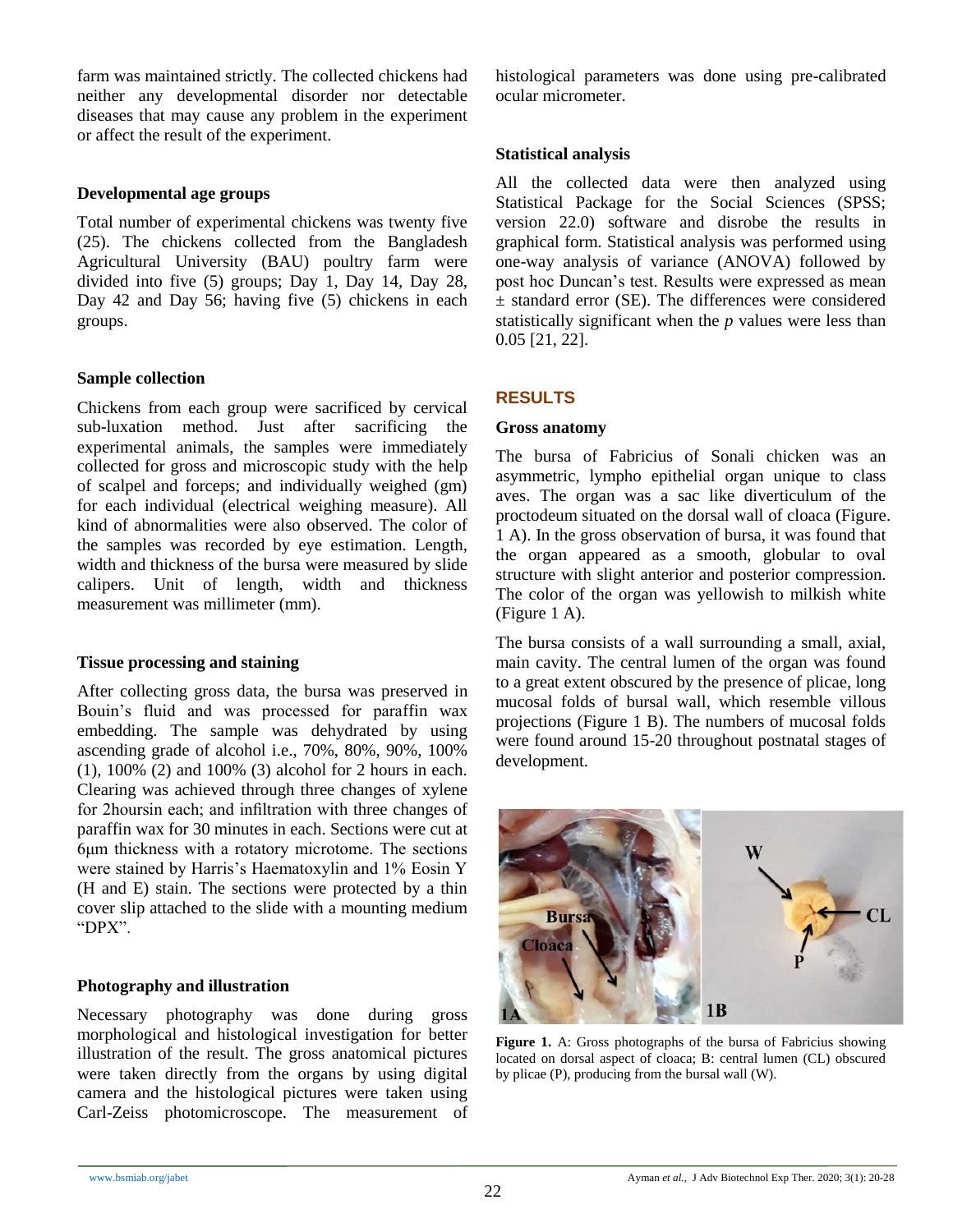farm was maintained strictly. The collected chickens had neither any developmental disorder nor detectable diseases that may cause any problem in the experiment or affect the result of the experiment.

### Developmental age groups

Total number of experimental chickens was twenty five (25). The chickens collected from the Bangladesh Agricultural University (BAU) poultry farm were divided into five (5) groups; Day 1, Day 14, Day 28, Day 42 and Day 56; having five (5) chickens in each groups.

### Sample collection

Chickens from each group were sacrificed by cervical sub-luxation method. Just after sacrificing the experimental animals, the samples were immediately collected for gross and microscopic study with the help of scalpel and forceps; and individually weighed (gm) for each individual (electrical weighing measure). All kind of abnormalities were also observed. The color of the samples was recorded by eye estimation. Length, width and thickness of the bursa were measured by slide calipers. Unit of length, width and thickness measurement was millimeter (mm).

### Tissue processing and staining

After collecting gross data, the bursa was preserved in Bouin's fluid and was processed for paraffin wax embedding. The sample was dehydrated by using ascending grade of alcohol i.e., 70%, 80%, 90%, 100% (1), 100% (2) and 100% (3) alcohol for 2 hours in each. Clearing was achieved through three changes of xylene for 2hoursin each; and infiltration with three changes of paraffin wax for 30 minutes in each. Sections were cut at 6μm thickness with a rotatory microtome. The sections were stained by Harris's Haematoxylin and 1% Eosin Y (H and E) stain. The sections were protected by a thin cover slip attached to the slide with a mounting medium "DPX".

### Photography and illustration

Necessary photography was done during gross morphological and histological investigation for better illustration of the result. The gross anatomical pictures were taken directly from the organs by using digital camera and the histological pictures were taken using Carl-Zeiss photomicroscope. The measurement of histological parameters was done using pre-calibrated ocular micrometer.

### Statistical analysis

All the collected data were then analyzed using Statistical Package for the Social Sciences (SPSS; version 22.0) software and disrobe the results in graphical form. Statistical analysis was performed using one-way analysis of variance (ANOVA) followed by post hoc Duncan's test. Results were expressed as mean ± standard error (SE). The differences were considered statistically significant when the *p* values were less than 0.05 [21, 22].

## RESULTS

### Gross anatomy

The bursa of Fabricius of Sonali chicken was an asymmetric, lympho epithelial organ unique to class aves. The organ was a sac like diverticulum of the proctodeum situated on the dorsal wall of cloaca (Figure. 1 A). In the gross observation of bursa, it was found that the organ appeared as a smooth, globular to oval structure with slight anterior and posterior compression. The color of the organ was yellowish to milkish white (Figure 1 A).

The bursa consists of a wall surrounding a small, axial, main cavity. The central lumen of the organ was found to a great extent obscured by the presence of plicae, long mucosal folds of bursal wall, which resemble villous projections (Figure 1 B). The numbers of mucosal folds were found around 15-20 throughout postnatal stages of development.

**Figure 1.** A: Gross photographs of the bursa of Fabricius showing located on dorsal aspect of cloaca; B: central lumen (CL) obscured by plicae (P), producing from the bursal wall (W).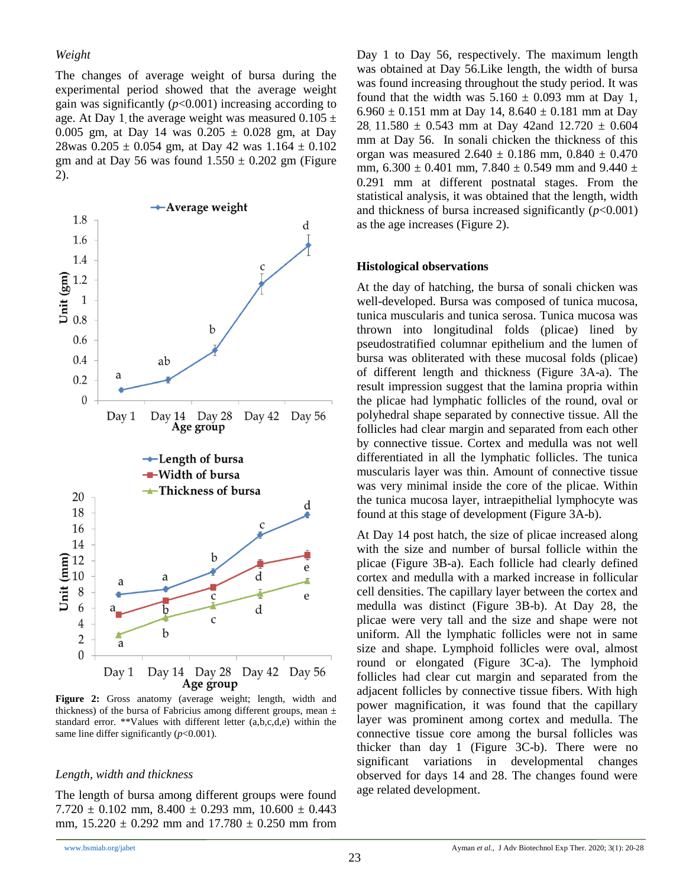*Weight*

The changes of average weight of bursa during the experimental period showed that the average weight gain was significantly ($p$<0.001) increasing according to age. At Day 1, the average weight was measured 0.105 ± 0.005 gm, at Day 14 was 0.205 ± 0.028 gm, at Day 28was 0.205 ± 0.054 gm, at Day 42 was 1.164 ± 0.102 gm and at Day 56 was found 1.550 ± 0.202 gm (Figure 2).

Average weight

Unit (gm)

1.8
1.6
1.4
1.2
1
0.8
0.6
0.4
0.2
0

a
ab
b
c
d

Day 1 Day 14 Day 28 Day 42 Day 56

Age group

Length of bursa
Width of bursa
Thickness of bursa

Unit (mm)

20
18
16
14
12
10
8
6
4
2
0

a a b c d
a b c d e
a b c d e

Day 1 Day 14 Day 28 Day 42 Day 56

Age group

**Figure 2:** Gross anatomy (average weight; length, width and thickness) of the bursa of Fabricius among different groups, mean ± standard error. **Values with different letter (a,b,c,d,e) within the same line differ significantly ($p$<0.001).

*Length, width and thickness*

The length of bursa among different groups were found 7.720 ± 0.102 mm, 8.400 ± 0.293 mm, 10.600 ± 0.443 mm, 15.220 ± 0.292 mm and 17.780 ± 0.250 mm from Day 1 to Day 56, respectively. The maximum length was obtained at Day 56.Like length, the width of bursa was found increasing throughout the study period. It was found that the width was 5.160 ± 0.093 mm at Day 1, 6.960 ± 0.151 mm at Day 14, 8.640 ± 0.181 mm at Day 28, 11.580 ± 0.543 mm at Day 42and 12.720 ± 0.604 mm at Day 56. In sonali chicken the thickness of this organ was measured 2.640 ± 0.186 mm, 0.840 ± 0.470 mm, 6.300 ± 0.401 mm, 7.840 ± 0.549 mm and 9.440 ± 0.291 mm at different postnatal stages. From the statistical analysis, it was obtained that the length, width and thickness of bursa increased significantly ($p$<0.001) as the age increases (Figure 2).

**Histological observations**

At the day of hatching, the bursa of sonali chicken was well-developed. Bursa was composed of tunica mucosa, tunica muscularis and tunica serosa. Tunica mucosa was thrown into longitudinal folds (plicae) lined by pseudostratified columnar epithelium and the lumen of bursa was obliterated with these mucosal folds (plicae) of different length and thickness (Figure 3A-a). The result impression suggest that the lamina propria within the plicae had lymphatic follicles of the round, oval or polyhedral shape separated by connective tissue. All the follicles had clear margin and separated from each other by connective tissue. Cortex and medulla was not well differentiated in all the lymphatic follicles. The tunica muscularis layer was thin. Amount of connective tissue was very minimal inside the core of the plicae. Within the tunica mucosa layer, intraepithelial lymphocyte was found at this stage of development (Figure 3A-b).

At Day 14 post hatch, the size of plicae increased along with the size and number of bursal follicle within the plicae (Figure 3B-a). Each follicle had clearly defined cortex and medulla with a marked increase in follicular cell densities. The capillary layer between the cortex and medulla was distinct (Figure 3B-b). At Day 28, the plicae were very tall and the size and shape were not uniform. All the lymphatic follicles were not in same size and shape. Lymphoid follicles were oval, almost round or elongated (Figure 3C-a). The lymphoid follicles had clear cut margin and separated from the adjacent follicles by connective tissue fibers. With high power magnification, it was found that the capillary layer was prominent among cortex and medulla. The connective tissue core among the bursal follicles was thicker than day 1 (Figure 3C-b). There were no significant variations in developmental changes observed for days 14 and 28. The changes found were age related development.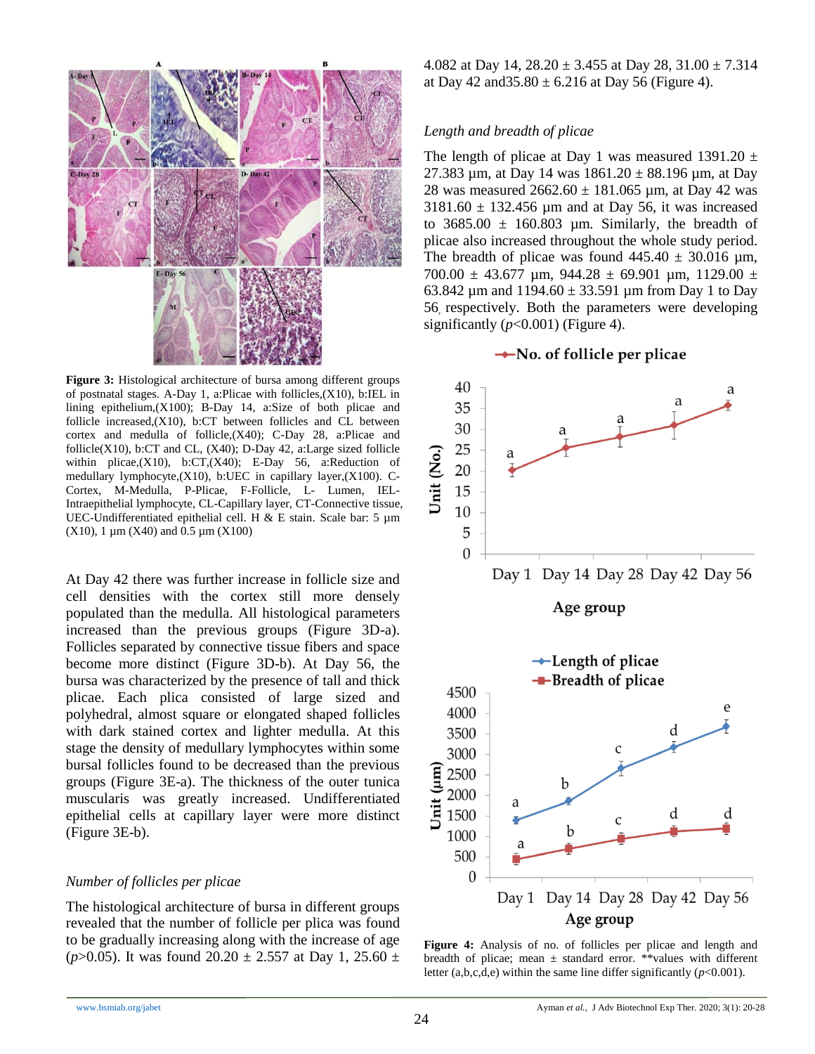**Figure 3:** Histological architecture of bursa among different groups of postnatal stages. A-Day 1, a:Plicae with follicles,(X10), b:IEL in lining epithelium,(X100); B-Day 14, a:Size of both plicae and follicle increased,(X10), b:CT between follicles and CL between cortex and medulla of follicle,(X40); C-Day 28, a:Plicae and follicle(X10), b:CT and CL, (X40); D-Day 42, a:Large sized follicle within plicae,(X10), b:CT,(X40); E-Day 56, a:Reduction of medullary lymphocyte,(X10), b:UEC in capillary layer,(X100). C-Cortex, M-Medulla, P-Plicae, F-Follicle, L- Lumen, IEL-Intraepithelial lymphocyte, CL-Capillary layer, CT-Connective tissue, UEC-Undifferentiated epithelial cell. H & E stain. Scale bar: 5 µm (X10), 1 µm (X40) and 0.5 µm (X100)

At Day 42 there was further increase in follicle size and cell densities with the cortex still more densely populated than the medulla. All histological parameters increased than the previous groups (Figure 3D-a). Follicles separated by connective tissue fibers and space become more distinct (Figure 3D-b). At Day 56, the bursa was characterized by the presence of tall and thick plicae. Each plica consisted of large sized and polyhedral, almost square or elongated shaped follicles with dark stained cortex and lighter medulla. At this stage the density of medullary lymphocytes within some bursal follicles found to be decreased than the previous groups (Figure 3E-a). The thickness of the outer tunica muscularis was greatly increased. Undifferentiated epithelial cells at capillary layer were more distinct (Figure 3E-b).

### *Number of follicles per plicae*

The histological architecture of bursa in different groups revealed that the number of follicle per plica was found to be gradually increasing along with the increase of age ($p$>0.05). It was found 20.20 ± 2.557 at Day 1, 25.60 ± 4.082 at Day 14, 28.20 ± 3.455 at Day 28, 31.00 ± 7.314 at Day 42 and35.80 ± 6.216 at Day 56 (Figure 4).

### *Length and breadth of plicae*

The length of plicae at Day 1 was measured 1391.20 ± 27.383 µm, at Day 14 was 1861.20 ± 88.196 µm, at Day 28 was measured 2662.60 ± 181.065 µm, at Day 42 was 3181.60 ± 132.456 µm and at Day 56, it was increased to 3685.00 ± 160.803 µm. Similarly, the breadth of plicae also increased throughout the whole study period. The breadth of plicae was found 445.40 ± 30.016 µm, 700.00 ± 43.677 µm, 944.28 ± 69.901 µm, 1129.00 ± 63.842 µm and 1194.60 ± 33.591 µm from Day 1 to Day 56, respectively. Both the parameters were developing significantly ($p$<0.001) (Figure 4).

No. of follicle per plicae

Unit (No.)

40
35
30
25
20
15
10
5
0

a a a a a

Day 1 Day 14 Day 28 Day 42 Day 56

Age group

Length of plicae
Breadth of plicae

Unit (µm)

4500
4000
3500
3000
2500
2000
1500
1000
500
0

a b c d e
a b c d d

Day 1 Day 14 Day 28 Day 42 Day 56

Age group

**Figure 4:** Analysis of no. of follicles per plicae and length and breadth of plicae; mean ± standard error. **values with different letter (a,b,c,d,e) within the same line differ significantly ($p$<0.001).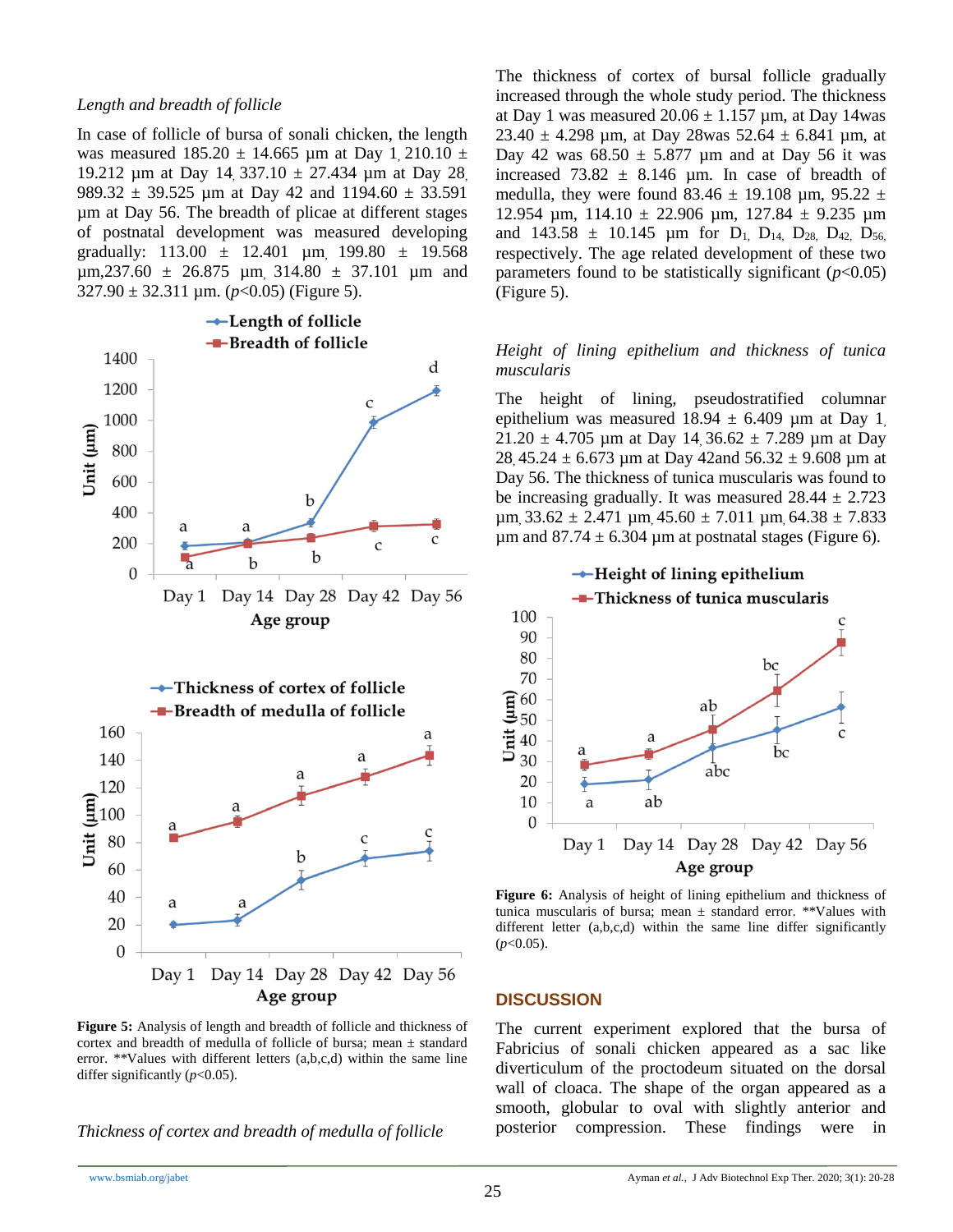*Length and breadth of follicle*

In case of follicle of bursa of sonali chicken, the length was measured 185.20 ± 14.665 µm at Day 1, 210.10 ± 19.212 µm at Day 14, 337.10 ± 27.434 µm at Day 28, 989.32 ± 39.525 µm at Day 42 and 1194.60 ± 33.591 µm at Day 56. The breadth of plicae at different stages of postnatal development was measured developing gradually: 113.00 ± 12.401 µm, 199.80 ± 19.568 µm, 237.60 ± 26.875 µm, 314.80 ± 37.101 µm and 327.90 ± 32.311 µm. ($p$<0.05) (Figure 5).

Length of follicle
Breadth of follicle
1400
1200
1000
800
600
400
200
0
Unit (µm)
a
a
b
c
d
a
b
b
c
c
Day 1 Day 14 Day 28 Day 42 Day 56
Age group

Thickness of cortex of follicle
Breadth of medulla of follicle
160
140
120
100
80
60
40
20
0
Unit (µm)
a
a
a
a
a
a
a
b
c
c
Day 1 Day 14 Day 28 Day 42 Day 56
Age group

**Figure 5:** Analysis of length and breadth of follicle and thickness of cortex and breadth of medulla of follicle of bursa; mean ± standard error. **Values with different letters (a,b,c,d) within the same line differ significantly ($p$<0.05).

*Thickness of cortex and breadth of medulla of follicle*

The thickness of cortex of bursal follicle gradually increased through the whole study period. The thickness at Day 1 was measured 20.06 ± 1.157 µm, at Day 14was 23.40 ± 4.298 µm, at Day 28was 52.64 ± 6.841 µm, at Day 42 was 68.50 ± 5.877 µm and at Day 56 it was increased 73.82 ± 8.146 µm. In case of breadth of medulla, they were found 83.46 ± 19.108 µm, 95.22 ± 12.954 µm, 114.10 ± 22.906 µm, 127.84 ± 9.235 µm and 143.58 ± 10.145 µm for $D_1$, $D_{14}$, $D_{28}$, $D_{42}$, $D_{56}$, respectively. The age related development of these two parameters found to be statistically significant ($p$<0.05) (Figure 5).

*Height of lining epithelium and thickness of tunica muscularis*

The height of lining, pseudostratified columnar epithelium was measured 18.94 ± 6.409 µm at Day 1, 21.20 ± 4.705 µm at Day 14, 36.62 ± 7.289 µm at Day 28, 45.24 ± 6.673 µm at Day 42and 56.32 ± 9.608 µm at Day 56. The thickness of tunica muscularis was found to be increasing gradually. It was measured 28.44 ± 2.723 µm, 33.62 ± 2.471 µm, 45.60 ± 7.011 µm, 64.38 ± 7.833 µm and 87.74 ± 6.304 µm at postnatal stages (Figure 6).

Height of lining epithelium
Thickness of tunica muscularis
100
90
80
70
60
50
40
30
20
10
0
Unit (µm)
a
a
ab
bc
c
a
ab
abc
bc
c
Day 1 Day 14 Day 28 Day 42 Day 56
Age group

**Figure 6:** Analysis of height of lining epithelium and thickness of tunica muscularis of bursa; mean ± standard error. **Values with different letter (a,b,c,d) within the same line differ significantly ($p$<0.05).

## DISCUSSION

The current experiment explored that the bursa of Fabricius of sonali chicken appeared as a sac like diverticulum of the proctodeum situated on the dorsal wall of cloaca. The shape of the organ appeared as a smooth, globular to oval with slightly anterior and posterior compression. These findings were in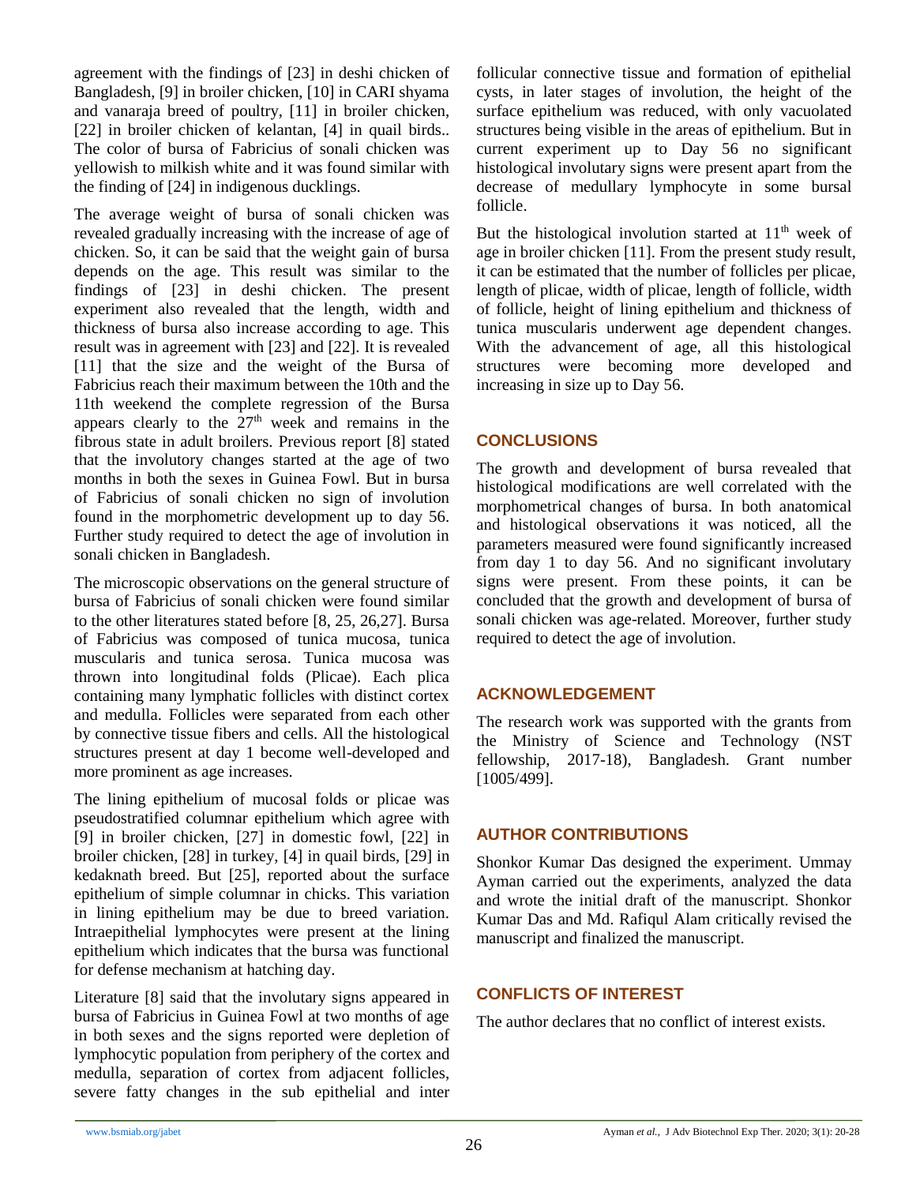agreement with the findings of [23] in deshi chicken of Bangladesh, [9] in broiler chicken, [10] in CARI shyama and vanaraja breed of poultry, [11] in broiler chicken, [22] in broiler chicken of kelantan, [4] in quail birds.. The color of bursa of Fabricius of sonali chicken was yellowish to milkish white and it was found similar with the finding of [24] in indigenous ducklings.

The average weight of bursa of sonali chicken was revealed gradually increasing with the increase of age of chicken. So, it can be said that the weight gain of bursa depends on the age. This result was similar to the findings of [23] in deshi chicken. The present experiment also revealed that the length, width and thickness of bursa also increase according to age. This result was in agreement with [23] and [22]. It is revealed [11] that the size and the weight of the Bursa of Fabricius reach their maximum between the 10th and the 11th weekend the complete regression of the Bursa appears clearly to the 27th week and remains in the fibrous state in adult broilers. Previous report [8] stated that the involutory changes started at the age of two months in both the sexes in Guinea Fowl. But in bursa of Fabricius of sonali chicken no sign of involution found in the morphometric development up to day 56. Further study required to detect the age of involution in sonali chicken in Bangladesh.

The microscopic observations on the general structure of bursa of Fabricius of sonali chicken were found similar to the other literatures stated before [8, 25, 26,27]. Bursa of Fabricius was composed of tunica mucosa, tunica muscularis and tunica serosa. Tunica mucosa was thrown into longitudinal folds (Plicae). Each plica containing many lymphatic follicles with distinct cortex and medulla. Follicles were separated from each other by connective tissue fibers and cells. All the histological structures present at day 1 become well-developed and more prominent as age increases.

The lining epithelium of mucosal folds or plicae was pseudostratified columnar epithelium which agree with [9] in broiler chicken, [27] in domestic fowl, [22] in broiler chicken, [28] in turkey, [4] in quail birds, [29] in kedaknath breed. But [25], reported about the surface epithelium of simple columnar in chicks. This variation in lining epithelium may be due to breed variation. Intraepithelial lymphocytes were present at the lining epithelium which indicates that the bursa was functional for defense mechanism at hatching day.

Literature [8] said that the involutary signs appeared in bursa of Fabricius in Guinea Fowl at two months of age in both sexes and the signs reported were depletion of lymphocytic population from periphery of the cortex and medulla, separation of cortex from adjacent follicles, severe fatty changes in the sub epithelial and inter follicular connective tissue and formation of epithelial cysts, in later stages of involution, the height of the surface epithelium was reduced, with only vacuolated structures being visible in the areas of epithelium. But in current experiment up to Day 56 no significant histological involutary signs were present apart from the decrease of medullary lymphocyte in some bursal follicle.

But the histological involution started at 11th week of age in broiler chicken [11]. From the present study result, it can be estimated that the number of follicles per plicae, length of plicae, width of plicae, length of follicle, width of follicle, height of lining epithelium and thickness of tunica muscularis underwent age dependent changes. With the advancement of age, all this histological structures were becoming more developed and increasing in size up to Day 56.

## CONCLUSIONS

The growth and development of bursa revealed that histological modifications are well correlated with the morphometrical changes of bursa. In both anatomical and histological observations it was noticed, all the parameters measured were found significantly increased from day 1 to day 56. And no significant involutary signs were present. From these points, it can be concluded that the growth and development of bursa of sonali chicken was age-related. Moreover, further study required to detect the age of involution.

## ACKNOWLEDGEMENT

The research work was supported with the grants from the Ministry of Science and Technology (NST fellowship, 2017-18), Bangladesh. Grant number [1005/499].

## AUTHOR CONTRIBUTIONS

Shonkor Kumar Das designed the experiment. Ummay Ayman carried out the experiments, analyzed the data and wrote the initial draft of the manuscript. Shonkor Kumar Das and Md. Rafiqul Alam critically revised the manuscript and finalized the manuscript.

## CONFLICTS OF INTEREST

The author declares that no conflict of interest exists.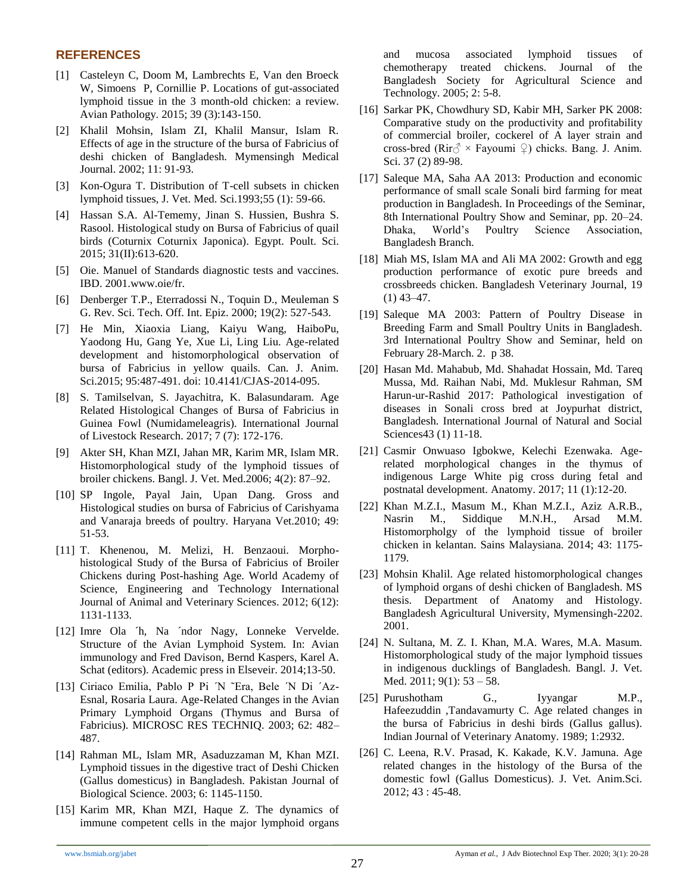## REFERENCES

[1] Casteleyn C, Doom M, Lambrechts E, Van den Broeck W, Simoens P, Cornillie P. Locations of gut-associated lymphoid tissue in the 3 month-old chicken: a review. Avian Pathology. 2015; 39 (3):143-150.

[2] Khalil Mohsin, Islam ZI, Khalil Mansur, Islam R. Effects of age in the structure of the bursa of Fabricius of deshi chicken of Bangladesh. Mymensingh Medical Journal. 2002; 11: 91-93.

[3] Kon-Ogura T. Distribution of T-cell subsets in chicken lymphoid tissues, J. Vet. Med. Sci.1993;55 (1): 59-66.

[4] Hassan S.A. Al-Tememy, Jinan S. Hussien, Bushra S. Rasool. Histological study on Bursa of Fabricius of quail birds (Coturnix Coturnix Japonica). Egypt. Poult. Sci. 2015; 31(II):613-620.

[5] Oie. Manuel of Standards diagnostic tests and vaccines. IBD. 2001.www.oie/fr.

[6] Denberger T.P., Eterradossi N., Toquin D., Meuleman S G. Rev. Sci. Tech. Off. Int. Epiz. 2000; 19(2): 527-543.

[7] He Min, Xiaoxia Liang, Kaiyu Wang, HaiboPu, Yaodong Hu, Gang Ye, Xue Li, Ling Liu. Age-related development and histomorphological observation of bursa of Fabricius in yellow quails. Can. J. Anim. Sci.2015; 95:487-491. doi: 10.4141/CJAS-2014-095.

[8] S. Tamilselvan, S. Jayachitra, K. Balasundaram. Age Related Histological Changes of Bursa of Fabricius in Guinea Fowl (Numidameleagris). International Journal of Livestock Research. 2017; 7 (7): 172-176.

[9] Akter SH, Khan MZI, Jahan MR, Karim MR, Islam MR. Histomorphological study of the lymphoid tissues of broiler chickens. Bangl. J. Vet. Med.2006; 4(2): 87–92.

[10] SP Ingole, Payal Jain, Upan Dang. Gross and Histological studies on bursa of Fabricius of Carishyama and Vanaraja breeds of poultry. Haryana Vet.2010; 49: 51-53.

[11] T. Khenenou, M. Melizi, H. Benzaoui. Morpho-histological Study of the Bursa of Fabricius of Broiler Chickens during Post-hashing Age. World Academy of Science, Engineering and Technology International Journal of Animal and Veterinary Sciences. 2012; 6(12): 1131-1133.

[12] Imre Ola ´h, Na ´ndor Nagy, Lonneke Vervelde. Structure of the Avian Lymphoid System. In: Avian immunology and Fred Davison, Bernd Kaspers, Karel A. Schat (editors). Academic press in Elseveir. 2014;13-50.

[13] Ciriaco Emilia, Pablo P Pi ´N ˜Era, Bele ´N Di ´Az-Esnal, Rosaria Laura. Age-Related Changes in the Avian Primary Lymphoid Organs (Thymus and Bursa of Fabricius). MICROSC RES TECHNIQ. 2003; 62: 482–487.

[14] Rahman ML, Islam MR, Asaduzzaman M, Khan MZI. Lymphoid tissues in the digestive tract of Deshi Chicken (Gallus domesticus) in Bangladesh. Pakistan Journal of Biological Science. 2003; 6: 1145-1150.

[15] Karim MR, Khan MZI, Haque Z. The dynamics of immune competent cells in the major lymphoid organs and mucosa associated lymphoid tissues of chemotherapy treated chickens. Journal of the Bangladesh Society for Agricultural Science and Technology. 2005; 2: 5-8.

[16] Sarkar PK, Chowdhury SD, Kabir MH, Sarker PK 2008: Comparative study on the productivity and profitability of commercial broiler, cockerel of A layer strain and cross-bred (Rir♂ × Fayoumi ♀) chicks. Bang. J. Anim. Sci. 37 (2) 89-98.

[17] Saleque MA, Saha AA 2013: Production and economic performance of small scale Sonali bird farming for meat production in Bangladesh. In Proceedings of the Seminar, 8th International Poultry Show and Seminar, pp. 20–24. Dhaka, World's Poultry Science Association, Bangladesh Branch.

[18] Miah MS, Islam MA and Ali MA 2002: Growth and egg production performance of exotic pure breeds and crossbreeds chicken. Bangladesh Veterinary Journal, 19 (1) 43–47.

[19] Saleque MA 2003: Pattern of Poultry Disease in Breeding Farm and Small Poultry Units in Bangladesh. 3rd International Poultry Show and Seminar, held on February 28-March. 2. p 38.

[20] Hasan Md. Mahabub, Md. Shahadat Hossain, Md. Tareq Mussa, Md. Raihan Nabi, Md. Muklesur Rahman, SM Harun-ur-Rashid 2017: Pathological investigation of diseases in Sonali cross bred at Joypurhat district, Bangladesh. International Journal of Natural and Social Sciences43 (1) 11-18.

[21] Casmir Onwuaso Igbokwe, Kelechi Ezenwaka. Age-related morphological changes in the thymus of indigenous Large White pig cross during fetal and postnatal development. Anatomy. 2017; 11 (1):12-20.

[22] Khan M.Z.I., Masum M., Khan M.Z.I., Aziz A.R.B., Nasrin M., Siddique M.N.H., Arsad M.M. Histomorpholgy of the lymphoid tissue of broiler chicken in kelantan. Sains Malaysiana. 2014; 43: 1175-1179.

[23] Mohsin Khalil. Age related histomorphological changes of lymphoid organs of deshi chicken of Bangladesh. MS thesis. Department of Anatomy and Histology. Bangladesh Agricultural University, Mymensingh-2202. 2001.

[24] N. Sultana, M. Z. I. Khan, M.A. Wares, M.A. Masum. Histomorphological study of the major lymphoid tissues in indigenous ducklings of Bangladesh. Bangl. J. Vet. Med. 2011; 9(1): 53 – 58.

[25] Purushotham G., Iyyangar M.P., Hafeezuddin ,Tandavamurty C. Age related changes in the bursa of Fabricius in deshi birds (Gallus gallus). Indian Journal of Veterinary Anatomy. 1989; 1:2932.

[26] C. Leena, R.V. Prasad, K. Kakade, K.V. Jamuna. Age related changes in the histology of the Bursa of the domestic fowl (Gallus Domesticus). J. Vet. Anim.Sci. 2012; 43 : 45-48.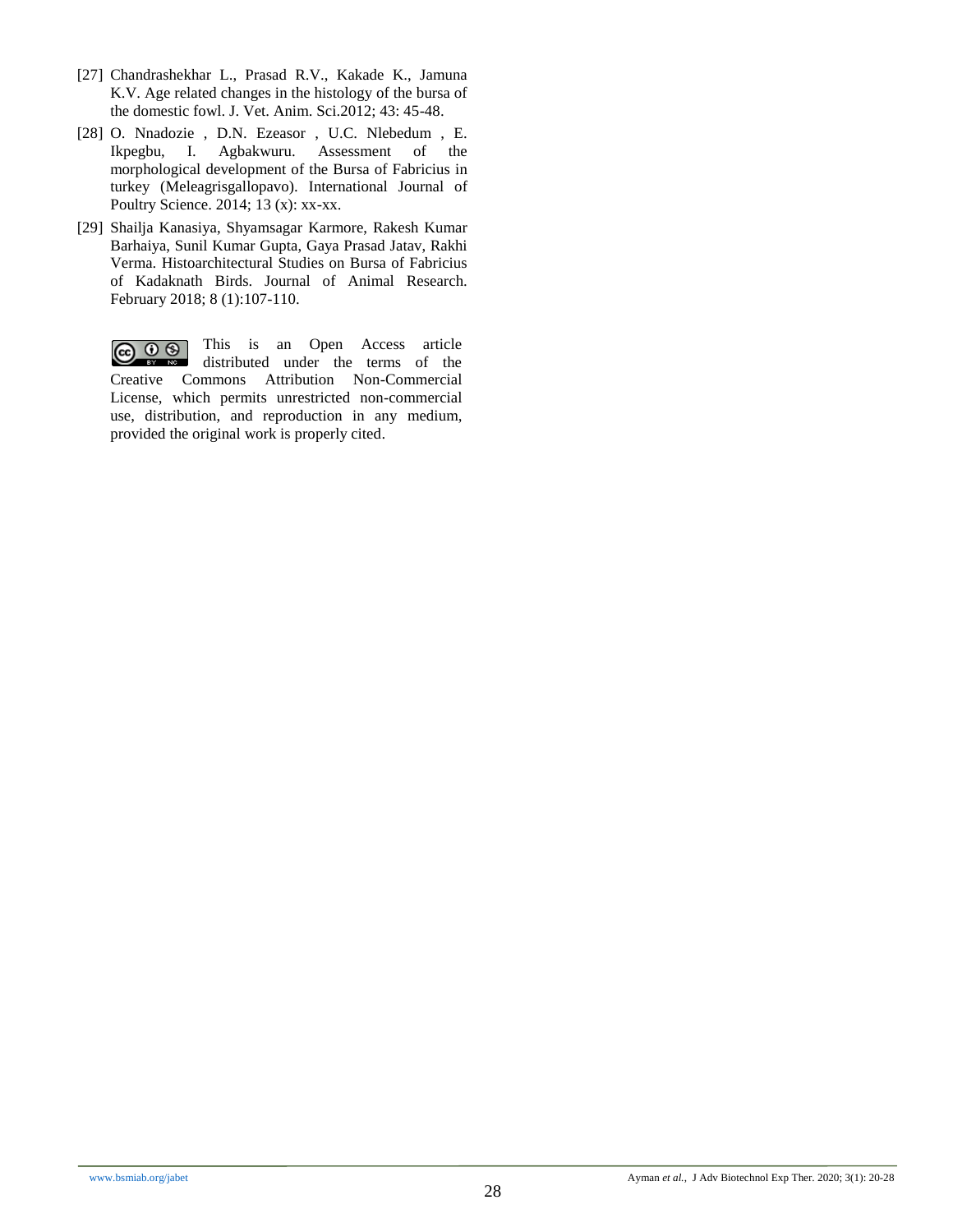[27] Chandrashekhar L., Prasad R.V., Kakade K., Jamuna K.V. Age related changes in the histology of the bursa of the domestic fowl. J. Vet. Anim. Sci.2012; 43: 45-48.

[28] O. Nnadozie , D.N. Ezeasor , U.C. Nlebedum , E. Ikpegbu, I. Agbakwuru. Assessment of the morphological development of the Bursa of Fabricius in turkey (Meleagrisgallopavo). International Journal of Poultry Science. 2014; 13 (x): xx-xx.

[29] Shailja Kanasiya, Shyamsagar Karmore, Rakesh Kumar Barhaiya, Sunil Kumar Gupta, Gaya Prasad Jatav, Rakhi Verma. Histoarchitectural Studies on Bursa of Fabricius of Kadaknath Birds. Journal of Animal Research. February 2018; 8 (1):107-110.

This is an Open Access article distributed under the terms of the Creative Commons Attribution Non-Commercial License, which permits unrestricted non-commercial use, distribution, and reproduction in any medium, provided the original work is properly cited.